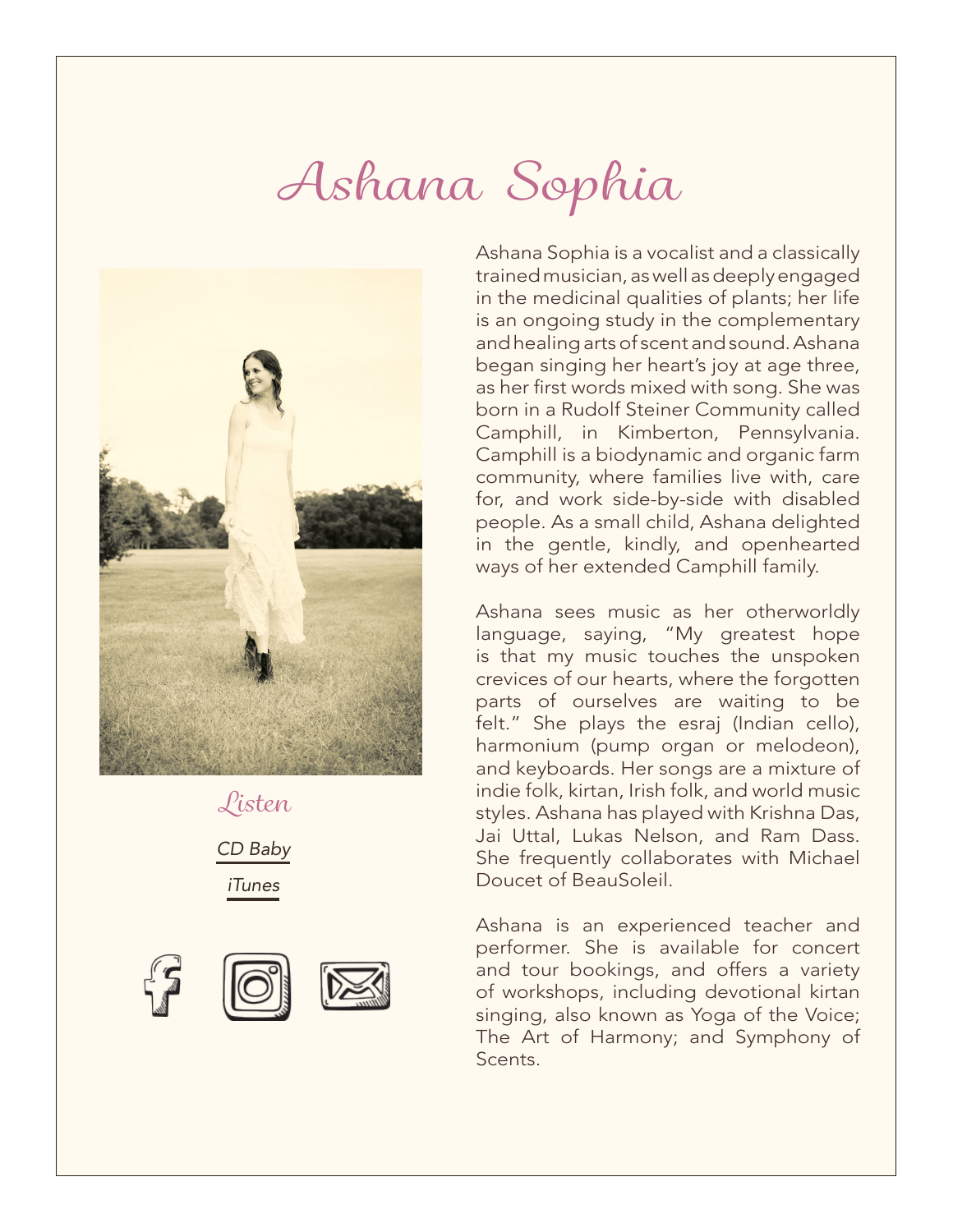# Ashana Sophia

Ashana Sophia is a vocalist and a classically trained musician, as well as deeply engaged in the medicinal qualities of plants; her life is an ongoing study in the complementary and healing arts of scent and sound. Ashana began singing her heart's joy at age three, as her first words mixed with song. She was born in a Rudolf Steiner Community called Camphill, in Kimberton, Pennsylvania. Camphill is a biodynamic and organic farm community, where families live with, care for, and work side-by-side with disabled people. As a small child, Ashana delighted in the gentle, kindly, and openhearted ways of her extended Camphill family.

Ashana sees music as her otherworldly language, saying, "My greatest hope is that my music touches the unspoken crevices of our hearts, where the forgotten parts of ourselves are waiting to be felt." She plays the esraj (Indian cello), harmonium (pump organ or melodeon), and keyboards. Her songs are a mixture of indie folk, kirtan, Irish folk, and world music styles. Ashana has played with Krishna Das, Jai Uttal, Lukas Nelson, and Ram Dass. She frequently collaborates with Michael Doucet of BeauSoleil.

Ashana is an experienced teacher and performer. She is available for concert and tour bookings, and offers a variety of workshops, including devotional kirtan singing, also known as Yoga of the Voice; The Art of Harmony; and Symphony of Scents.

## Listen

*CD Baby*

*iTunes*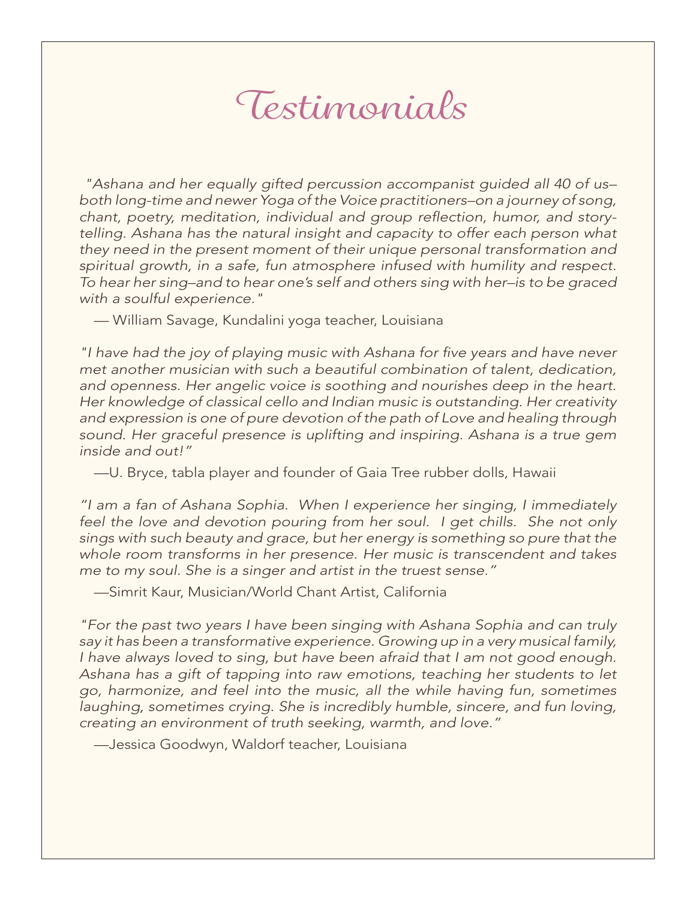# Testimonials

*"Ashana and her equally gifted percussion accompanist guided all 40 of us—both long-time and newer Yoga of the Voice practitioners—on a journey of song, chant, poetry, meditation, individual and group reflection, humor, and storytelling. Ashana has the natural insight and capacity to offer each person what they need in the present moment of their unique personal transformation and spiritual growth, in a safe, fun atmosphere infused with humility and respect. To hear her sing—and to hear one's self and others sing with her—is to be graced with a soulful experience."*

— William Savage, Kundalini yoga teacher, Louisiana

*"I have had the joy of playing music with Ashana for five years and have never met another musician with such a beautiful combination of talent, dedication, and openness. Her angelic voice is soothing and nourishes deep in the heart. Her knowledge of classical cello and Indian music is outstanding. Her creativity and expression is one of pure devotion of the path of Love and healing through sound. Her graceful presence is uplifting and inspiring. Ashana is a true gem inside and out!"*

—U. Bryce, tabla player and founder of Gaia Tree rubber dolls, Hawaii

*"I am a fan of Ashana Sophia. When I experience her singing, I immediately feel the love and devotion pouring from her soul. I get chills. She not only sings with such beauty and grace, but her energy is something so pure that the whole room transforms in her presence. Her music is transcendent and takes me to my soul. She is a singer and artist in the truest sense."*

—Simrit Kaur, Musician/World Chant Artist, California

*"For the past two years I have been singing with Ashana Sophia and can truly say it has been a transformative experience. Growing up in a very musical family, I have always loved to sing, but have been afraid that I am not good enough. Ashana has a gift of tapping into raw emotions, teaching her students to let go, harmonize, and feel into the music, all the while having fun, sometimes laughing, sometimes crying. She is incredibly humble, sincere, and fun loving, creating an environment of truth seeking, warmth, and love."*

—Jessica Goodwyn, Waldorf teacher, Louisiana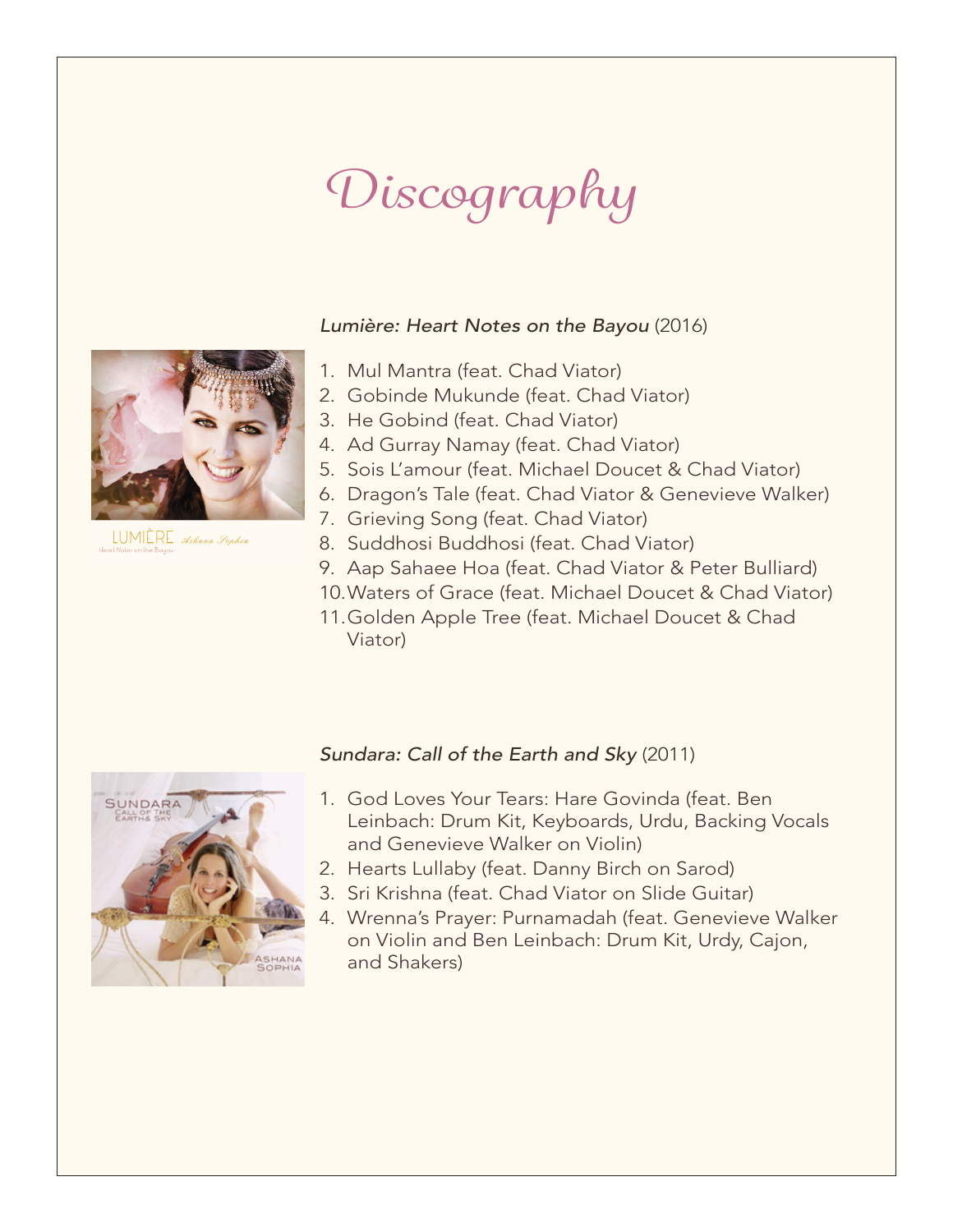# Discography

*Lumière: Heart Notes on the Bayou* (2016)

1. Mul Mantra (feat. Chad Viator)
2. Gobinde Mukunde (feat. Chad Viator)
3. He Gobind (feat. Chad Viator)
4. Ad Gurray Namay (feat. Chad Viator)
5. Sois L'amour (feat. Michael Doucet & Chad Viator)
6. Dragon's Tale (feat. Chad Viator & Genevieve Walker)
7. Grieving Song (feat. Chad Viator)
8. Suddhosi Buddhosi (feat. Chad Viator)
9. Aap Sahaee Hoa (feat. Chad Viator & Peter Bulliard)
10. Waters of Grace (feat. Michael Doucet & Chad Viator)
11. Golden Apple Tree (feat. Michael Doucet & Chad Viator)

*Sundara: Call of the Earth and Sky* (2011)

1. God Loves Your Tears: Hare Govinda (feat. Ben Leinbach: Drum Kit, Keyboards, Urdu, Backing Vocals and Genevieve Walker on Violin)
2. Hearts Lullaby (feat. Danny Birch on Sarod)
3. Sri Krishna (feat. Chad Viator on Slide Guitar)
4. Wrenna's Prayer: Purnamadah (feat. Genevieve Walker on Violin and Ben Leinbach: Drum Kit, Urdy, Cajon, and Shakers)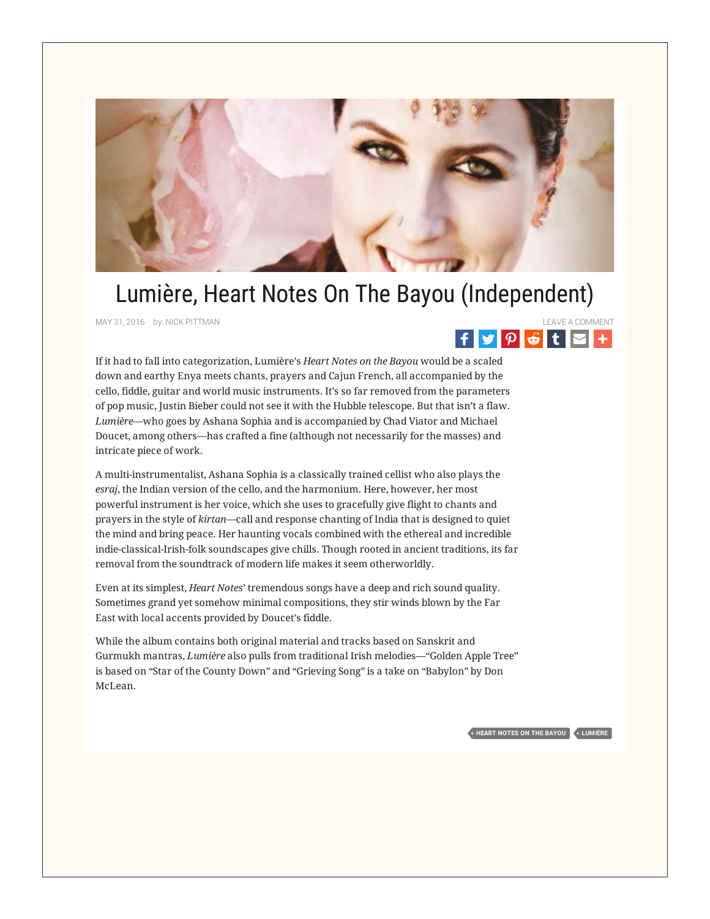# Lumière, Heart Notes On The Bayou (Independent)

MAY 31, 2016 by: NICK PITTMAN LEAVE A COMMENT

If it had to fall into categorization, Lumière's *Heart Notes on the Bayou* would be a scaled down and earthy Enya meets chants, prayers and Cajun French, all accompanied by the cello, fiddle, guitar and world music instruments. It's so far removed from the parameters of pop music, Justin Bieber could not see it with the Hubble telescope. But that isn't a flaw. *Lumière*—who goes by Ashana Sophia and is accompanied by Chad Viator and Michael Doucet, among others—has crafted a fine (although not necessarily for the masses) and intricate piece of work.

A multi-instrumentalist, Ashana Sophia is a classically trained cellist who also plays the *esraj*, the Indian version of the cello, and the harmonium. Here, however, her most powerful instrument is her voice, which she uses to gracefully give flight to chants and prayers in the style of *kirtan*—call and response chanting of India that is designed to quiet the mind and bring peace. Her haunting vocals combined with the ethereal and incredible indie-classical-Irish-folk soundscapes give chills. Though rooted in ancient traditions, its far removal from the soundtrack of modern life makes it seem otherworldly.

Even at its simplest, *Heart Notes*' tremendous songs have a deep and rich sound quality. Sometimes grand yet somehow minimal compositions, they stir winds blown by the Far East with local accents provided by Doucet's fiddle.

While the album contains both original material and tracks based on Sanskrit and Gurmukh mantras, *Lumière* also pulls from traditional Irish melodies—"Golden Apple Tree" is based on "Star of the County Down" and "Grieving Song" is a take on "Babylon" by Don McLean.

HEART NOTES ON THE BAYOU · LUMIÈRE